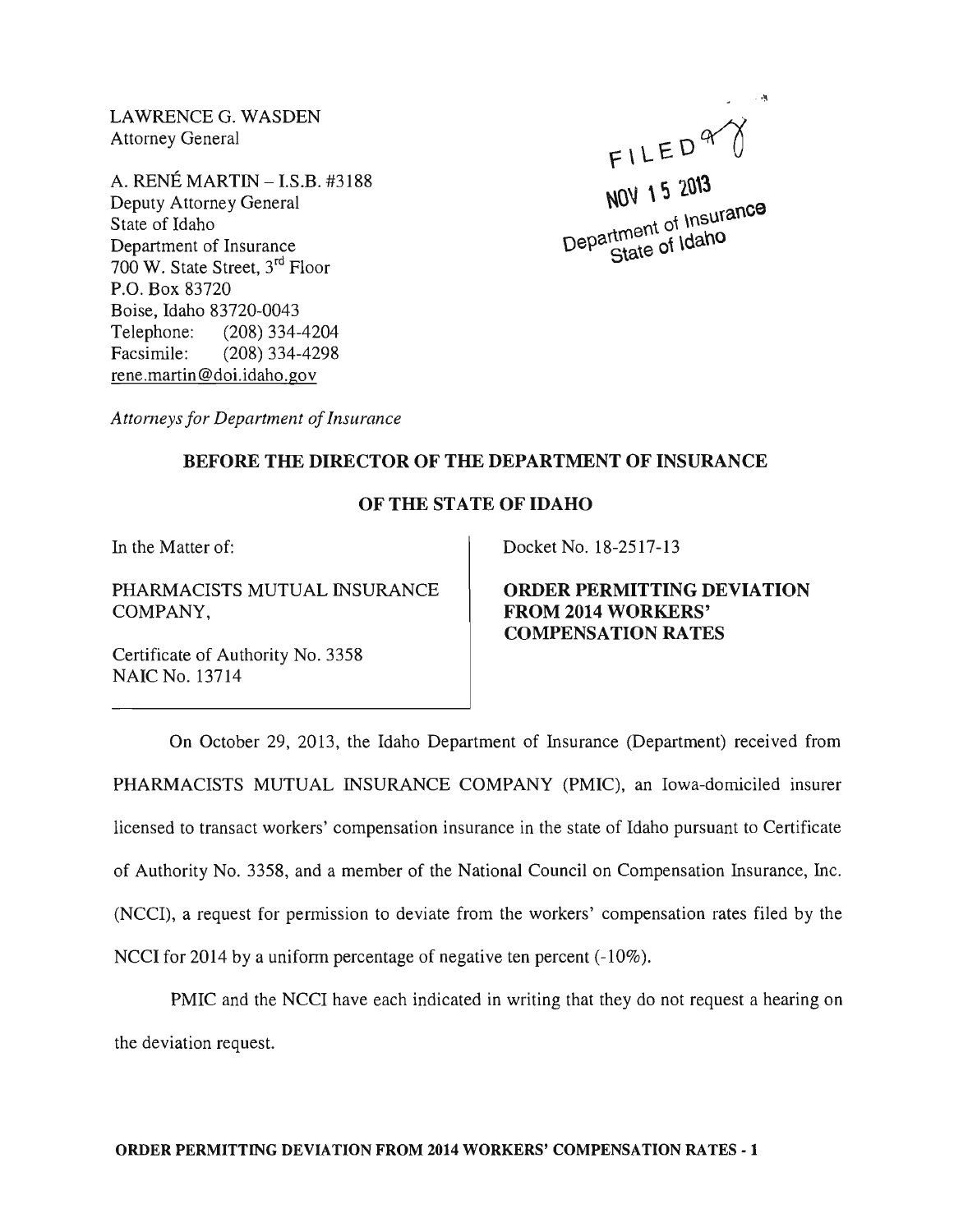LAWRENCE G. WASDEN
Attorney General

A. RENÉ MARTIN – I.S.B. #3188
Deputy Attorney General
State of Idaho
Department of Insurance
700 W. State Street, 3rd Floor
P.O. Box 83720
Boise, Idaho 83720-0043
Telephone: (208) 334-4204
Facsimile: (208) 334-4298
rene.martin@doi.idaho.gov

FILED
NOV 15 2013
Department of Insurance
State of Idaho

*Attorneys for Department of Insurance*

**BEFORE THE DIRECTOR OF THE DEPARTMENT OF INSURANCE**

**OF THE STATE OF IDAHO**

| | |
|---|---|
| In the Matter of:<br><br>PHARMACISTS MUTUAL INSURANCE COMPANY,<br><br>Certificate of Authority No. 3358<br>NAIC No. 13714 | Docket No. 18-2517-13<br><br>**ORDER PERMITTING DEVIATION FROM 2014 WORKERS' COMPENSATION RATES** |

On October 29, 2013, the Idaho Department of Insurance (Department) received from PHARMACISTS MUTUAL INSURANCE COMPANY (PMIC), an Iowa-domiciled insurer licensed to transact workers' compensation insurance in the state of Idaho pursuant to Certificate of Authority No. 3358, and a member of the National Council on Compensation Insurance, Inc. (NCCI), a request for permission to deviate from the workers' compensation rates filed by the NCCI for 2014 by a uniform percentage of negative ten percent (-10%).

PMIC and the NCCI have each indicated in writing that they do not request a hearing on the deviation request.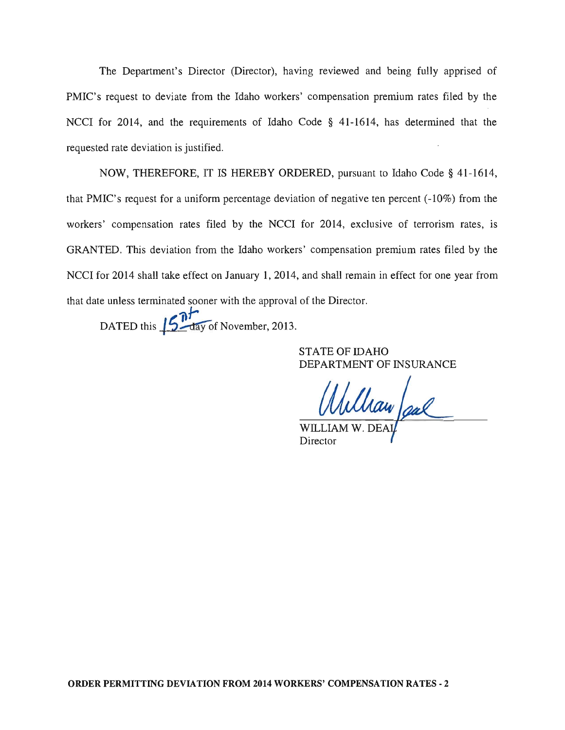The Department's Director (Director), having reviewed and being fully apprised of PMIC's request to deviate from the Idaho workers' compensation premium rates filed by the NCCI for 2014, and the requirements of Idaho Code § 41-1614, has determined that the requested rate deviation is justified.

NOW, THEREFORE, IT IS HEREBY ORDERED, pursuant to Idaho Code § 41-1614, that PMIC's request for a uniform percentage deviation of negative ten percent (-10%) from the workers' compensation rates filed by the NCCI for 2014, exclusive of terrorism rates, is GRANTED. This deviation from the Idaho workers' compensation premium rates filed by the NCCI for 2014 shall take effect on January 1, 2014, and shall remain in effect for one year from that date unless terminated sooner with the approval of the Director.

DATED this 15th day of November, 2013.

STATE OF IDAHO
DEPARTMENT OF INSURANCE

William Deal

WILLIAM W. DEAL
Director

**ORDER PERMITTING DEVIATION FROM 2014 WORKERS' COMPENSATION RATES - 2**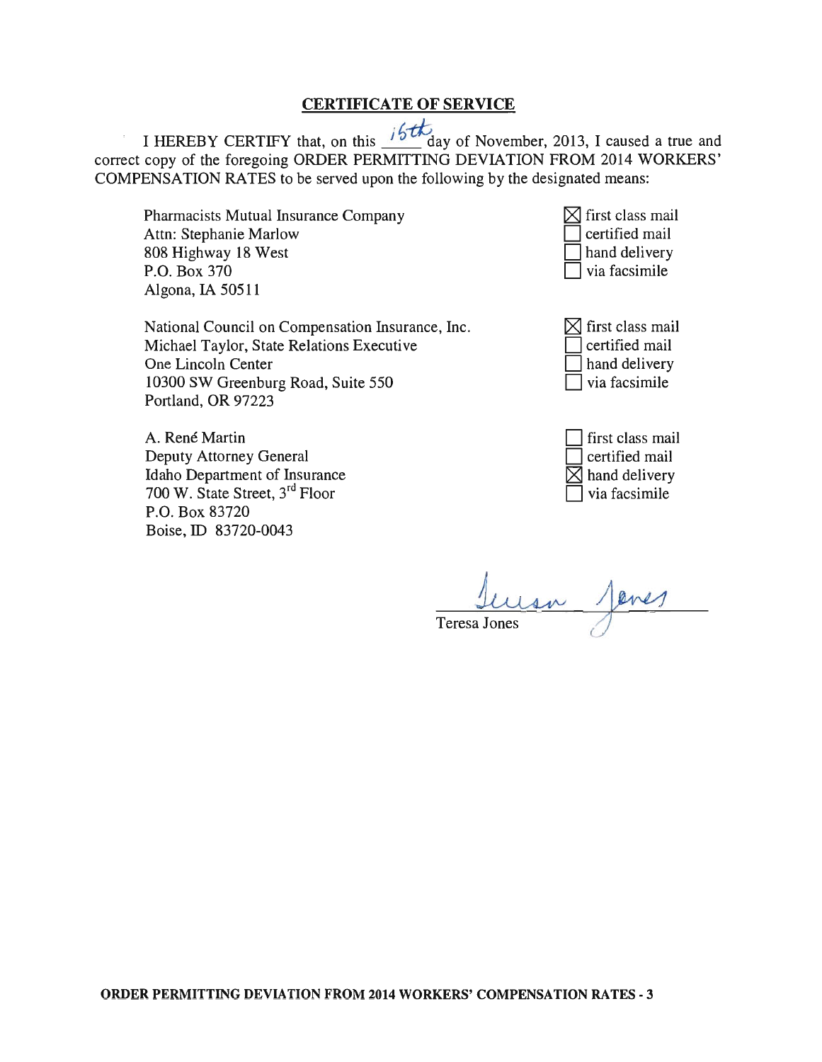## CERTIFICATE OF SERVICE

I HEREBY CERTIFY that, on this 15th day of November, 2013, I caused a true and correct copy of the foregoing ORDER PERMITTING DEVIATION FROM 2014 WORKERS' COMPENSATION RATES to be served upon the following by the designated means:

| | |
|---|---|
| Pharmacists Mutual Insurance Company<br>Attn: Stephanie Marlow<br>808 Highway 18 West<br>P.O. Box 370<br>Algona, IA 50511 | ☒ first class mail<br>☐ certified mail<br>☐ hand delivery<br>☐ via facsimile |
| National Council on Compensation Insurance, Inc.<br>Michael Taylor, State Relations Executive<br>One Lincoln Center<br>10300 SW Greenburg Road, Suite 550<br>Portland, OR 97223 | ☒ first class mail<br>☐ certified mail<br>☐ hand delivery<br>☐ via facsimile |
| A. René Martin<br>Deputy Attorney General<br>Idaho Department of Insurance<br>700 W. State Street, 3rd Floor<br>P.O. Box 83720<br>Boise, ID 83720-0043 | ☐ first class mail<br>☐ certified mail<br>☒ hand delivery<br>☐ via facsimile |

Teresa Jones

Teresa Jones

ORDER PERMITTING DEVIATION FROM 2014 WORKERS' COMPENSATION RATES - 3